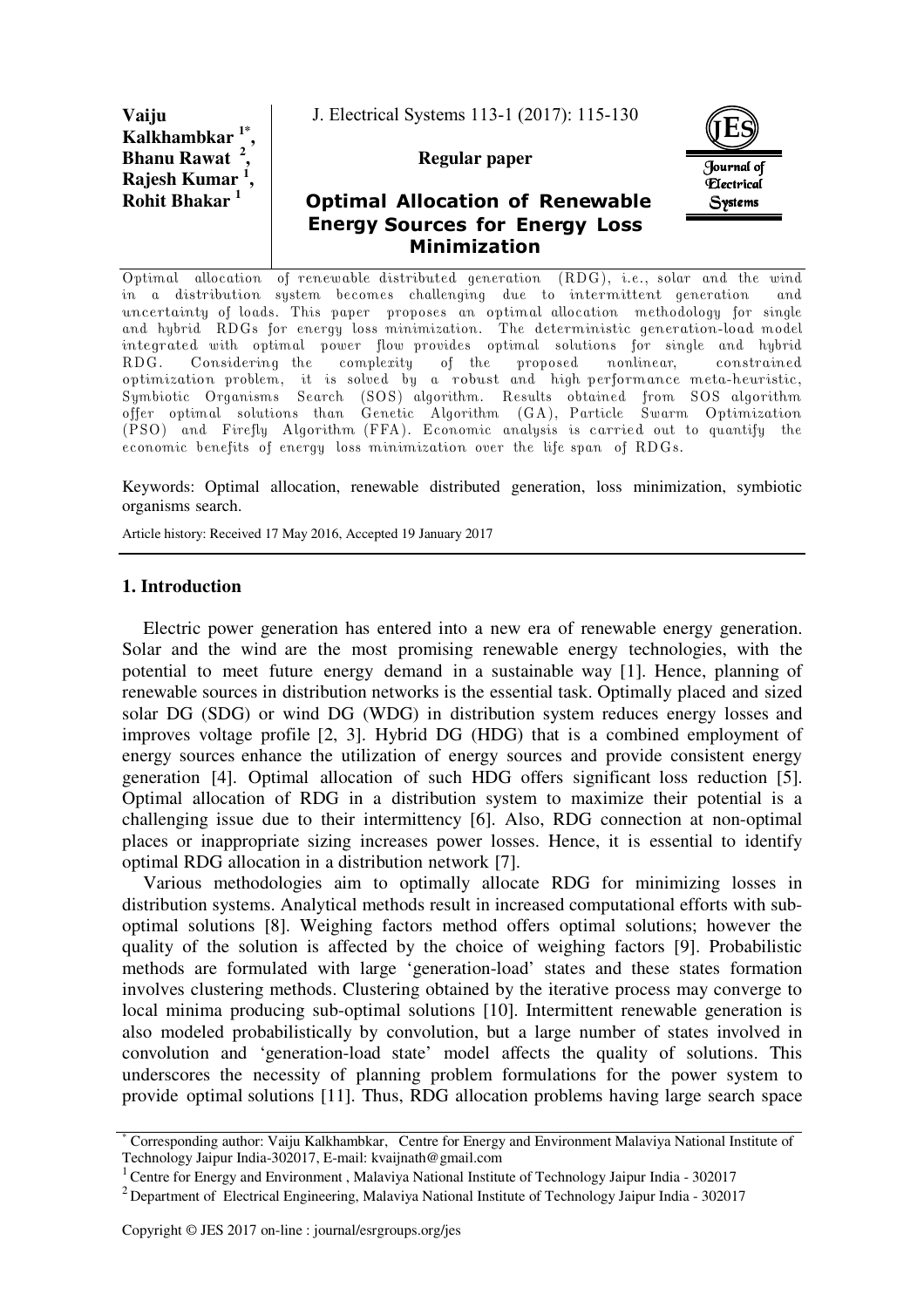Vaiju Kalkhambkar [1*], Bhanu Rawat [2], Rajesh Kumar [1], Rohit Bhakar [1]

Regular paper

# Optimal Allocation of Renewable Energy Sources for Energy Loss Minimization

Optimal allocation of renewable distributed generation (RDG), i.e., solar and the wind in a distribution system becomes challenging due to intermittent generation and uncertainty of loads. This paper proposes an optimal allocation methodology for single and hybrid RDGs for energy loss minimization. The deterministic generation-load model integrated with optimal power flow provides optimal solutions for single and hybrid RDG. Considering the complexity of the proposed nonlinear, constrained optimization problem, it is solved by a robust and high performance meta-heuristic, Symbiotic Organisms Search (SOS) algorithm. Results obtained from SOS algorithm offer optimal solutions than Genetic Algorithm (GA), Particle Swarm Optimization (PSO) and Firefly Algorithm (FFA). Economic analysis is carried out to quantify the economic benefits of energy loss minimization over the life span of RDGs.

Keywords: Optimal allocation, renewable distributed generation, loss minimization, symbiotic organisms search.

Article history: Received 17 May 2016, Accepted 19 January 2017

## 1. Introduction

Electric power generation has entered into a new era of renewable energy generation. Solar and the wind are the most promising renewable energy technologies, with the potential to meet future energy demand in a sustainable way [1]. Hence, planning of renewable sources in distribution networks is the essential task. Optimally placed and sized solar DG (SDG) or wind DG (WDG) in distribution system reduces energy losses and improves voltage profile [2, 3]. Hybrid DG (HDG) that is a combined employment of energy sources enhance the utilization of energy sources and provide consistent energy generation [4]. Optimal allocation of such HDG offers significant loss reduction [5]. Optimal allocation of RDG in a distribution system to maximize their potential is a challenging issue due to their intermittency [6]. Also, RDG connection at non-optimal places or inappropriate sizing increases power losses. Hence, it is essential to identify optimal RDG allocation in a distribution network [7].

Various methodologies aim to optimally allocate RDG for minimizing losses in distribution systems. Analytical methods result in increased computational efforts with sub-optimal solutions [8]. Weighing factors method offers optimal solutions; however the quality of the solution is affected by the choice of weighing factors [9]. Probabilistic methods are formulated with large 'generation-load' states and these states formation involves clustering methods. Clustering obtained by the iterative process may converge to local minima producing sub-optimal solutions [10]. Intermittent renewable generation is also modeled probabilistically by convolution, but a large number of states involved in convolution and 'generation-load state' model affects the quality of solutions. This underscores the necessity of planning problem formulations for the power system to provide optimal solutions [11]. Thus, RDG allocation problems having large search space

---

[*] Corresponding author: Vaiju Kalkhambkar, Centre for Energy and Environment Malaviya National Institute of Technology Jaipur India-302017, E-mail: kvaijnath@gmail.com

[1] Centre for Energy and Environment , Malaviya National Institute of Technology Jaipur India - 302017

[2] Department of Electrical Engineering, Malaviya National Institute of Technology Jaipur India - 302017

Copyright © JES 2017 on-line : journal/esrgroups.org/jes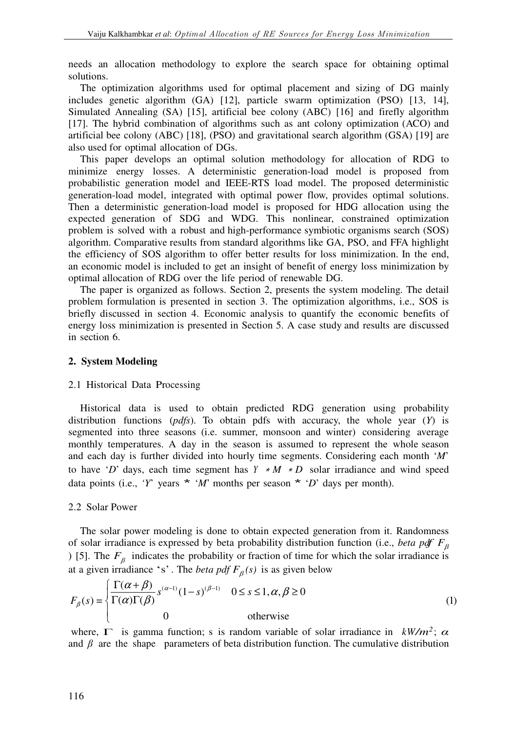needs an allocation methodology to explore the search space for obtaining optimal solutions.

The optimization algorithms used for optimal placement and sizing of DG mainly includes genetic algorithm (GA) [12], particle swarm optimization (PSO) [13, 14], Simulated Annealing (SA) [15], artificial bee colony (ABC) [16] and firefly algorithm [17]. The hybrid combination of algorithms such as ant colony optimization (ACO) and artificial bee colony (ABC) [18], (PSO) and gravitational search algorithm (GSA) [19] are also used for optimal allocation of DGs.

This paper develops an optimal solution methodology for allocation of RDG to minimize energy losses. A deterministic generation-load model is proposed from probabilistic generation model and IEEE-RTS load model. The proposed deterministic generation-load model, integrated with optimal power flow, provides optimal solutions. Then a deterministic generation-load model is proposed for HDG allocation using the expected generation of SDG and WDG. This nonlinear, constrained optimization problem is solved with a robust and high-performance symbiotic organisms search (SOS) algorithm. Comparative results from standard algorithms like GA, PSO, and FFA highlight the efficiency of SOS algorithm to offer better results for loss minimization. In the end, an economic model is included to get an insight of benefit of energy loss minimization by optimal allocation of RDG over the life period of renewable DG.

The paper is organized as follows. Section 2, presents the system modeling. The detail problem formulation is presented in section 3. The optimization algorithms, i.e., SOS is briefly discussed in section 4. Economic analysis to quantify the economic benefits of energy loss minimization is presented in Section 5. A case study and results are discussed in section 6.

## 2. System Modeling

### 2.1 Historical Data Processing

Historical data is used to obtain predicted RDG generation using probability distribution functions (*pdfs*). To obtain pdfs with accuracy, the whole year (*Y*) is segmented into three seasons (i.e. summer, monsoon and winter) considering average monthly temperatures. A day in the season is assumed to represent the whole season and each day is further divided into hourly time segments. Considering each month '*M*' to have '*D*' days, each time segment has $Y * M * D$ solar irradiance and wind speed data points (i.e., '*Y*' years * '*M*' months per season * '*D*' days per month).

### 2.2 Solar Power

The solar power modeling is done to obtain expected generation from it. Randomness of solar irradiance is expressed by beta probability distribution function (i.e., *beta pdf* $F_\beta$) [5]. The $F_\beta$ indicates the probability or fraction of time for which the solar irradiance is at a given irradiance 's'. The *beta pdf* $F_\beta(s)$ is as given below

$$F_\beta(s) = \begin{cases} \dfrac{\Gamma(\alpha+\beta)}{\Gamma(\alpha)\Gamma(\beta)} s^{(\alpha-1)}(1-s)^{(\beta-1)} & 0 \le s \le 1, \alpha, \beta \ge 0 \\ 0 & \text{otherwise} \end{cases} \tag{1}$$

where, $\Gamma$ is gamma function; s is random variable of solar irradiance in $kW/m^2$; $\alpha$ and $\beta$ are the shape parameters of beta distribution function. The cumulative distribution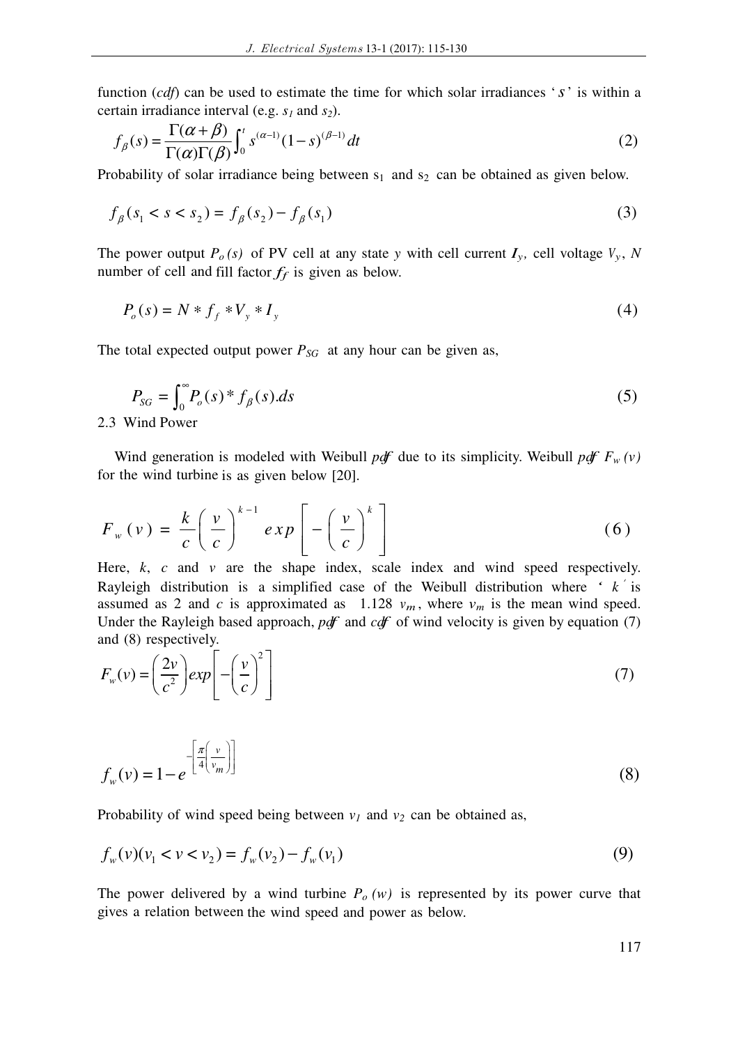function (*cdf*) can be used to estimate the time for which solar irradiances '$s$' is within a certain irradiance interval (e.g. $s_1$ and $s_2$).

$$f_{\beta}(s) = \frac{\Gamma(\alpha+\beta)}{\Gamma(\alpha)\Gamma(\beta)} \int_0^t s^{(\alpha-1)}(1-s)^{(\beta-1)} dt \tag{2}$$

Probability of solar irradiance being between $s_1$ and $s_2$ can be obtained as given below.

$$f_{\beta}(s_1 < s < s_2) = f_{\beta}(s_2) - f_{\beta}(s_1) \tag{3}$$

The power output $P_o(s)$ of PV cell at any state $y$ with cell current $I_y$, cell voltage $V_y$, $N$ number of cell and fill factor $f_f$ is given as below.

$$P_o(s) = N * f_f * V_y * I_y \tag{4}$$

The total expected output power $P_{SG}$ at any hour can be given as,

$$P_{SG} = \int_0^{\infty} P_o(s) * f_{\beta}(s).ds \tag{5}$$

## 2.3 Wind Power

Wind generation is modeled with Weibull *pdf* due to its simplicity. Weibull *pdf* $F_w(v)$ for the wind turbine is as given below [20].

$$F_w(v) = \frac{k}{c}\left(\frac{v}{c}\right)^{k-1} exp\left[-\left(\frac{v}{c}\right)^k\right] \tag{6}$$

Here, $k$, $c$ and $v$ are the shape index, scale index and wind speed respectively. Rayleigh distribution is a simplified case of the Weibull distribution where '$k$' is assumed as 2 and $c$ is approximated as $1.128\ v_m$, where $v_m$ is the mean wind speed. Under the Rayleigh based approach, *pdf* and *cdf* of wind velocity is given by equation (7) and (8) respectively.

$$F_w(v) = \left(\frac{2v}{c^2}\right) exp\left[-\left(\frac{v}{c}\right)^2\right] \tag{7}$$

$$f_w(v) = 1 - e^{-\left[\frac{\pi}{4}\left(\frac{v}{v_m}\right)\right]} \tag{8}$$

Probability of wind speed being between $v_1$ and $v_2$ can be obtained as,

$$f_w(v)(v_1 < v < v_2) = f_w(v_2) - f_w(v_1) \tag{9}$$

The power delivered by a wind turbine $P_o(w)$ is represented by its power curve that gives a relation between the wind speed and power as below.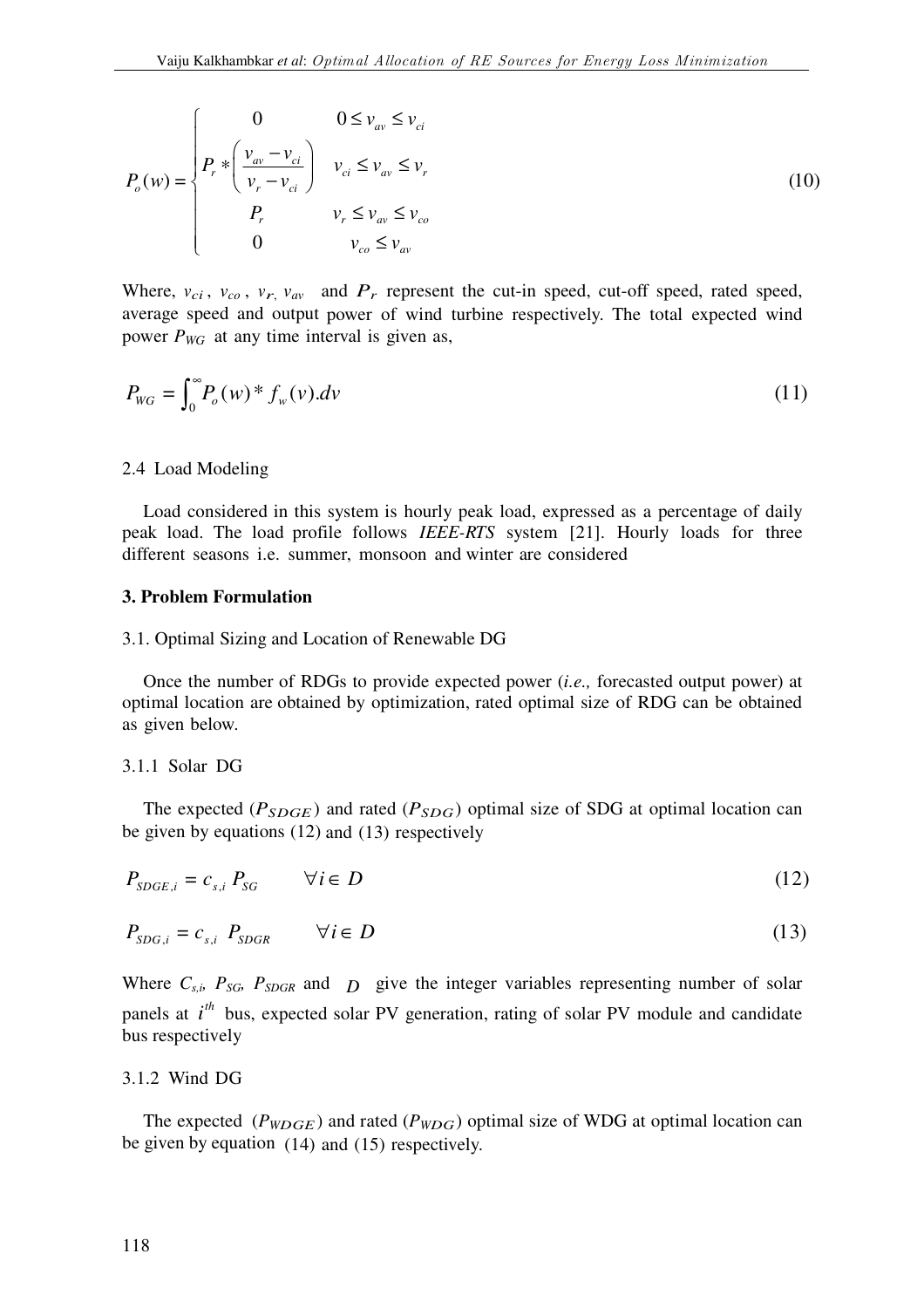$$P_o(w) = \begin{cases} 0 & 0 \le v_{av} \le v_{ci} \\ P_r * \left( \dfrac{v_{av} - v_{ci}}{v_r - v_{ci}} \right) & v_{ci} \le v_{av} \le v_r \\ P_r & v_r \le v_{av} \le v_{co} \\ 0 & v_{co} \le v_{av} \end{cases} \tag{10}$$

Where, $v_{ci}$, $v_{co}$, $v_r$, $v_{av}$ and $P_r$ represent the cut-in speed, cut-off speed, rated speed, average speed and output power of wind turbine respectively. The total expected wind power $P_{WG}$ at any time interval is given as,

$$P_{WG} = \int_0^\infty P_o(w) * f_w(v).dv \tag{11}$$

2.4 Load Modeling

Load considered in this system is hourly peak load, expressed as a percentage of daily peak load. The load profile follows *IEEE-RTS* system [21]. Hourly loads for three different seasons i.e. summer, monsoon and winter are considered

## 3. Problem Formulation

### 3.1. Optimal Sizing and Location of Renewable DG

Once the number of RDGs to provide expected power (*i.e.,* forecasted output power) at optimal location are obtained by optimization, rated optimal size of RDG can be obtained as given below.

#### 3.1.1 Solar DG

The expected ($P_{SDGE}$) and rated ($P_{SDG}$) optimal size of SDG at optimal location can be given by equations (12) and (13) respectively

$$P_{SDGE,i} = c_{s,i} \, P_{SG} \qquad \forall i \in D \tag{12}$$

$$P_{SDG,i} = c_{s,i} \; P_{SDGR} \qquad \forall i \in D \tag{13}$$

Where $C_{s,i}$, $P_{SG}$, $P_{SDGR}$ and $D$ give the integer variables representing number of solar panels at $i^{th}$ bus, expected solar PV generation, rating of solar PV module and candidate bus respectively

#### 3.1.2 Wind DG

The expected ($P_{WDGE}$) and rated ($P_{WDG}$) optimal size of WDG at optimal location can be given by equation (14) and (15) respectively.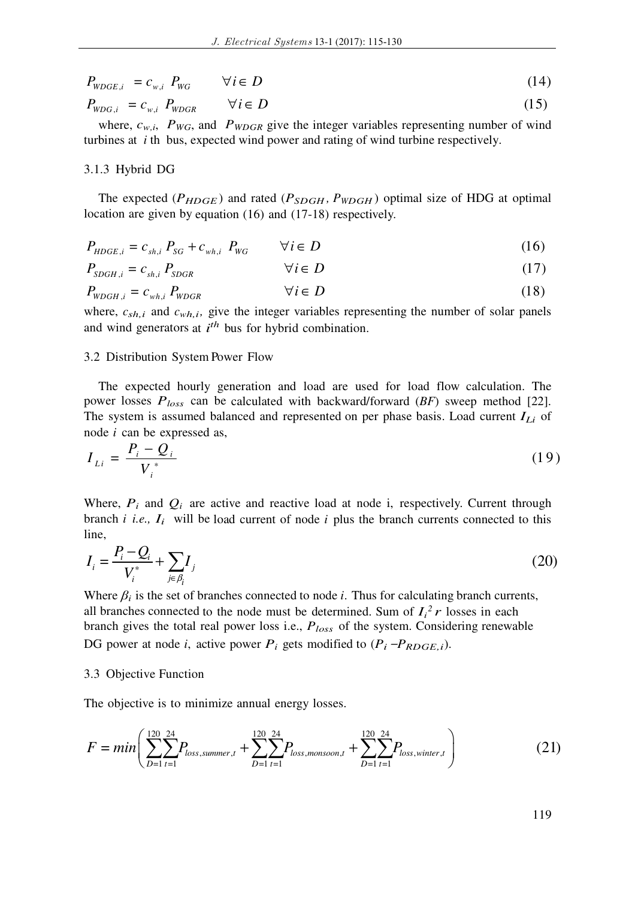$$P_{WDGE,i} = c_{w,i}\ P_{WG} \qquad \forall i \in D \tag{14}$$

$$P_{WDG,i} = c_{w,i}\ P_{WDGR} \qquad \forall i \in D \tag{15}$$

where, $c_{w,i}$, $P_{WG}$, and $P_{WDGR}$ give the integer variables representing number of wind turbines at $i$ th bus, expected wind power and rating of wind turbine respectively.

### 3.1.3 Hybrid DG

The expected ($P_{HDGE}$) and rated ($P_{SDGH}$, $P_{WDGH}$) optimal size of HDG at optimal location are given by equation (16) and (17-18) respectively.

$$P_{HDGE,i} = c_{sh,i}\ P_{SG} + c_{wh,i}\ P_{WG} \qquad \forall i \in D \tag{16}$$

$$P_{SDGH,i} = c_{sh,i}\ P_{SDGR} \qquad \forall i \in D \tag{17}$$

$$P_{WDGH,i} = c_{wh,i}\ P_{WDGR} \qquad \forall i \in D \tag{18}$$

where, $c_{sh,i}$ and $c_{wh,i}$, give the integer variables representing the number of solar panels and wind generators at $i^{th}$ bus for hybrid combination.

## 3.2 Distribution System Power Flow

The expected hourly generation and load are used for load flow calculation. The power losses $P_{loss}$ can be calculated with backward/forward (*BF*) sweep method [22]. The system is assumed balanced and represented on per phase basis. Load current $I_{Li}$ of node $i$ can be expressed as,

$$I_{Li} = \frac{P_i - Q_i}{V_i^*} \tag{19}$$

Where, $P_i$ and $Q_i$ are active and reactive load at node i, respectively. Current through branch $i$ *i.e.,* $I_i$ will be load current of node $i$ plus the branch currents connected to this line,

$$I_i = \frac{P_i - Q_i}{V_i^*} + \sum_{j \in \beta_i} I_j \tag{20}$$

Where $\beta_i$ is the set of branches connected to node $i$. Thus for calculating branch currents, all branches connected to the node must be determined. Sum of $I_i^2 r$ losses in each branch gives the total real power loss i.e., $P_{loss}$ of the system. Considering renewable DG power at node $i$, active power $P_i$ gets modified to ($P_i - P_{RDGE,i}$).

## 3.3 Objective Function

The objective is to minimize annual energy losses.

$$F = min\left( \sum_{D=1}^{120} \sum_{t=1}^{24} P_{loss,summer,t} + \sum_{D=1}^{120} \sum_{t=1}^{24} P_{loss,monsoon,t} + \sum_{D=1}^{120} \sum_{t=1}^{24} P_{loss,winter,t} \right) \tag{21}$$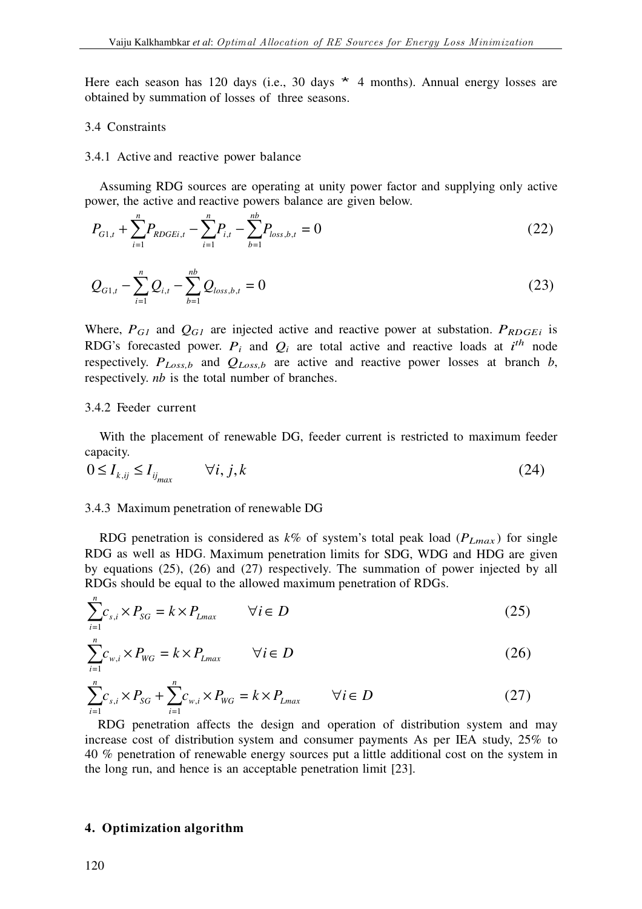Here each season has 120 days (i.e., 30 days * 4 months). Annual energy losses are obtained by summation of losses of three seasons.

3.4 Constraints

3.4.1 Active and reactive power balance

Assuming RDG sources are operating at unity power factor and supplying only active power, the active and reactive powers balance are given below.

$$P_{G1,t} + \sum_{i=1}^{n} P_{RDGEi,t} - \sum_{i=1}^{n} P_{i,t} - \sum_{b=1}^{nb} P_{loss,b,t} = 0 \tag{22}$$

$$Q_{G1,t} - \sum_{i=1}^{n} Q_{i,t} - \sum_{b=1}^{nb} Q_{loss,b,t} = 0 \tag{23}$$

Where, $P_{G1}$ and $Q_{G1}$ are injected active and reactive power at substation. $P_{RDGEi}$ is RDG's forecasted power. $P_i$ and $Q_i$ are total active and reactive loads at $i^{th}$ node respectively. $P_{Loss,b}$ and $Q_{Loss,b}$ are active and reactive power losses at branch $b$, respectively. $nb$ is the total number of branches.

3.4.2 Feeder current

With the placement of renewable DG, feeder current is restricted to maximum feeder capacity.

$$0 \le I_{k,ij} \le I_{ij_{max}} \qquad \forall i, j, k \tag{24}$$

3.4.3 Maximum penetration of renewable DG

RDG penetration is considered as $k\%$ of system's total peak load ($P_{Lmax}$) for single RDG as well as HDG. Maximum penetration limits for SDG, WDG and HDG are given by equations (25), (26) and (27) respectively. The summation of power injected by all RDGs should be equal to the allowed maximum penetration of RDGs.

$$\sum_{i=1}^{n} c_{s,i} \times P_{SG} = k \times P_{Lmax} \qquad \forall i \in D \tag{25}$$

$$\sum_{i=1}^{n} c_{w,i} \times P_{WG} = k \times P_{Lmax} \qquad \forall i \in D \tag{26}$$

$$\sum_{i=1}^{n} c_{s,i} \times P_{SG} + \sum_{i=1}^{n} c_{w,i} \times P_{WG} = k \times P_{Lmax} \qquad \forall i \in D \tag{27}$$

RDG penetration affects the design and operation of distribution system and may increase cost of distribution system and consumer payments As per IEA study, 25% to 40 % penetration of renewable energy sources put a little additional cost on the system in the long run, and hence is an acceptable penetration limit [23].

## 4. Optimization algorithm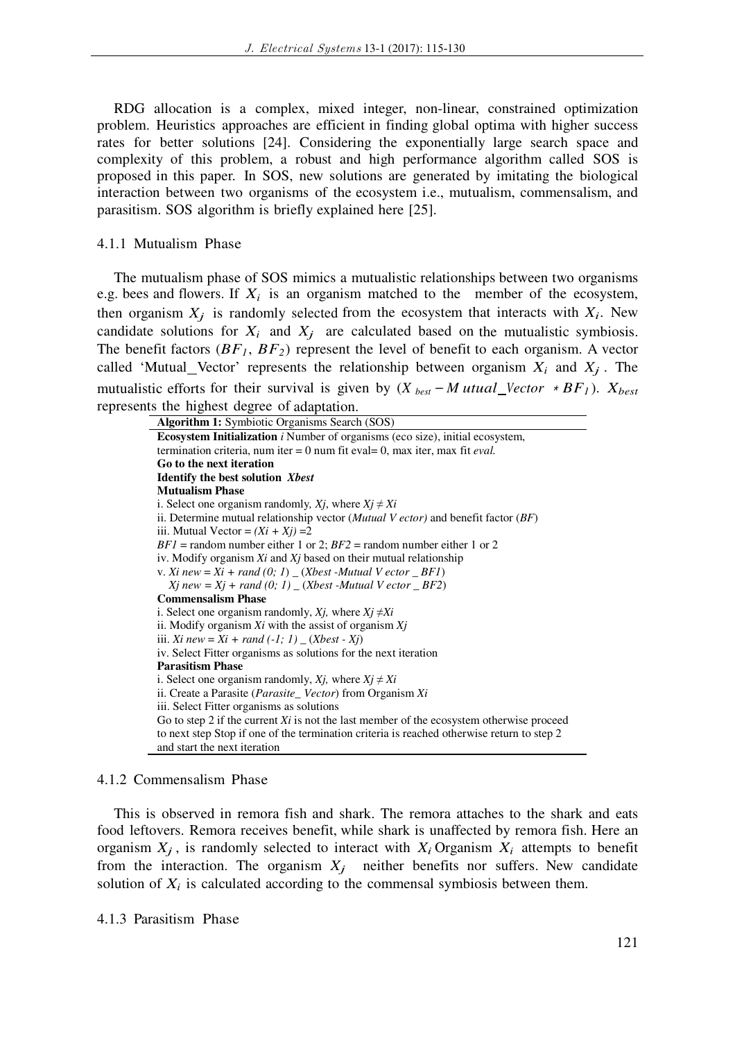RDG allocation is a complex, mixed integer, non-linear, constrained optimization problem. Heuristics approaches are efficient in finding global optima with higher success rates for better solutions [24]. Considering the exponentially large search space and complexity of this problem, a robust and high performance algorithm called SOS is proposed in this paper. In SOS, new solutions are generated by imitating the biological interaction between two organisms of the ecosystem i.e., mutualism, commensalism, and parasitism. SOS algorithm is briefly explained here [25].

#### 4.1.1 Mutualism Phase

The mutualism phase of SOS mimics a mutualistic relationships between two organisms e.g. bees and flowers. If $X_i$ is an organism matched to the member of the ecosystem, then organism $X_j$ is randomly selected from the ecosystem that interacts with $X_i$. New candidate solutions for $X_i$ and $X_j$ are calculated based on the mutualistic symbiosis. The benefit factors ($BF_1$, $BF_2$) represent the level of benefit to each organism. A vector called 'Mutual_Vector' represents the relationship between organism $X_i$ and $X_j$. The mutualistic efforts for their survival is given by ($X_{best} - Mutual\_Vector * BF_1$). $X_{best}$ represents the highest degree of adaptation.

**Algorithm 1:** Symbiotic Organisms Search (SOS)

**Ecosystem Initialization** *i* Number of organisms (eco size), initial ecosystem, termination criteria, num iter = 0 num fit eval= 0, max iter, max fit *eval.*
**Go to the next iteration**
**Identify the best solution** ***Xbest***
**Mutualism Phase**
i. Select one organism randomly, *Xj*, where *Xj ≠ Xi*
ii. Determine mutual relationship vector (*Mutual V ector)* and benefit factor (*BF*)
iii. Mutual Vector = *(Xi + Xj)* =2
*BF1* = random number either 1 or 2; *BF2* = random number either 1 or 2
iv. Modify organism *Xi* and *Xj* based on their mutual relationship
v. *Xi new = Xi + rand (0; 1)* _ (*Xbest -Mutual V ector _ BF1*)
*Xj new = Xj + rand (0; 1)* _ (*Xbest -Mutual V ector _ BF2*)
**Commensalism Phase**
i. Select one organism randomly, *Xj,* where *Xj ≠Xi*
ii. Modify organism *Xi* with the assist of organism *Xj*
iii. *Xi new = Xi + rand (-1; 1)* _ (*Xbest - Xj*)
iv. Select Fitter organisms as solutions for the next iteration
**Parasitism Phase**
i. Select one organism randomly, *Xj,* where *Xj ≠ Xi*
ii. Create a Parasite (*Parasite_ Vector*) from Organism *Xi*
iii. Select Fitter organisms as solutions
Go to step 2 if the current *Xi* is not the last member of the ecosystem otherwise proceed to next step Stop if one of the termination criteria is reached otherwise return to step 2 and start the next iteration

#### 4.1.2 Commensalism Phase

This is observed in remora fish and shark. The remora attaches to the shark and eats food leftovers. Remora receives benefit, while shark is unaffected by remora fish. Here an organism $X_j$, is randomly selected to interact with $X_i$ Organism $X_i$ attempts to benefit from the interaction. The organism $X_j$ neither benefits nor suffers. New candidate solution of $X_i$ is calculated according to the commensal symbiosis between them.

#### 4.1.3 Parasitism Phase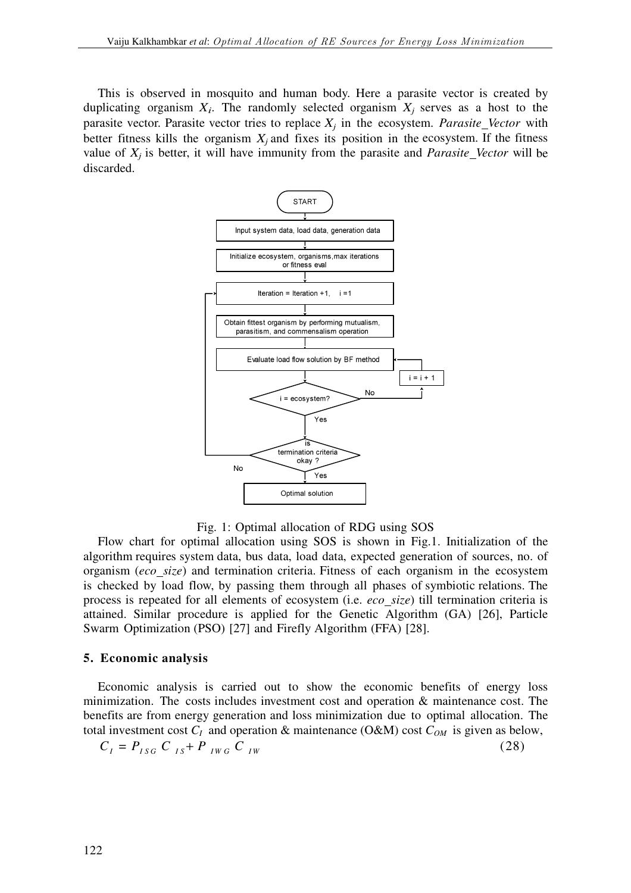This is observed in mosquito and human body. Here a parasite vector is created by duplicating organism $X_i$. The randomly selected organism $X_j$ serves as a host to the parasite vector. Parasite vector tries to replace $X_j$ in the ecosystem. *Parasite_Vector* with better fitness kills the organism $X_j$ and fixes its position in the ecosystem. If the fitness value of $X_j$ is better, it will have immunity from the parasite and *Parasite_Vector* will be discarded.

START

Input system data, load data, generation data

Initialize ecosystem, organisms,max iterations or fitness eval

Iteration = Iteration +1, i =1

Obtain fittest organism by performing mutualism, parasitism, and commensalism operation

Evaluate load flow solution by BF method

i = i + 1

i = ecosystem? No / Yes

is termination criteria okay ? No / Yes

Optimal solution

Fig. 1: Optimal allocation of RDG using SOS

Flow chart for optimal allocation using SOS is shown in Fig.1. Initialization of the algorithm requires system data, bus data, load data, expected generation of sources, no. of organism (*eco_size*) and termination criteria. Fitness of each organism in the ecosystem is checked by load flow, by passing them through all phases of symbiotic relations. The process is repeated for all elements of ecosystem (i.e. *eco_size*) till termination criteria is attained. Similar procedure is applied for the Genetic Algorithm (GA) [26], Particle Swarm Optimization (PSO) [27] and Firefly Algorithm (FFA) [28].

## 5. Economic analysis

Economic analysis is carried out to show the economic benefits of energy loss minimization. The costs includes investment cost and operation & maintenance cost. The benefits are from energy generation and loss minimization due to optimal allocation. The total investment cost $C_I$ and operation & maintenance (O&M) cost $C_{OM}$ is given as below,

$$C_I = P_{ISG} C_{IS} + P_{IWG} C_{IW} \tag{28}$$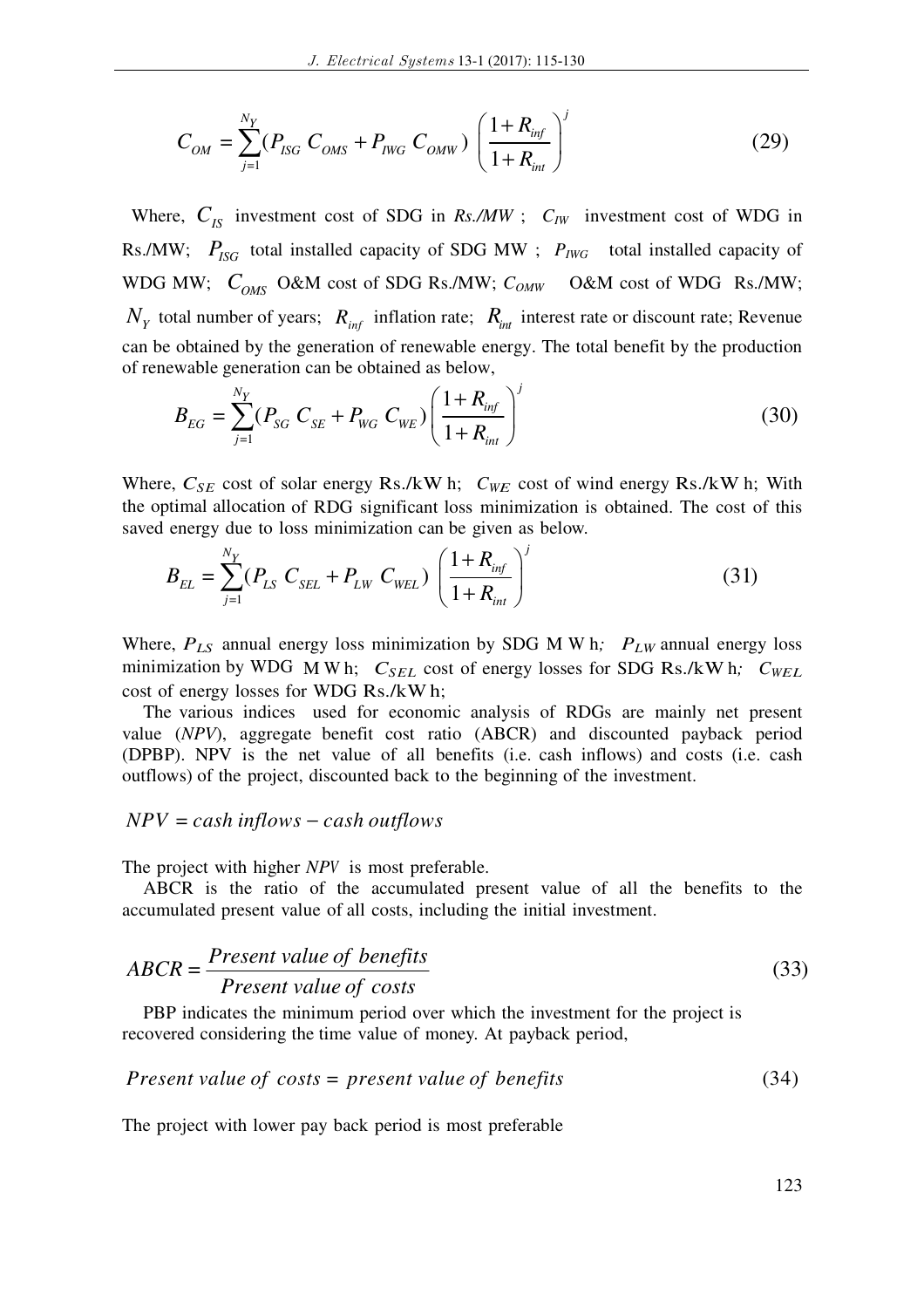$$C_{OM} = \sum_{j=1}^{N_Y} (P_{ISG}\ C_{OMS} + P_{IWG}\ C_{OMW}) \left(\frac{1+R_{inf}}{1+R_{int}}\right)^j \tag{29}$$

Where, $C_{IS}$ investment cost of SDG in *Rs./MW* ; $C_{IW}$ investment cost of WDG in Rs./MW; $P_{ISG}$ total installed capacity of SDG MW ; $P_{IWG}$ total installed capacity of WDG MW; $C_{OMS}$ O&M cost of SDG Rs./MW; $C_{OMW}$ O&M cost of WDG Rs./MW; $N_Y$ total number of years; $R_{inf}$ inflation rate; $R_{int}$ interest rate or discount rate; Revenue can be obtained by the generation of renewable energy. The total benefit by the production of renewable generation can be obtained as below,

$$B_{EG} = \sum_{j=1}^{N_Y} (P_{SG}\ C_{SE} + P_{WG}\ C_{WE}) \left(\frac{1+R_{inf}}{1+R_{int}}\right)^j \tag{30}$$

Where, $C_{SE}$ cost of solar energy Rs./kW h; $C_{WE}$ cost of wind energy Rs./kW h; With the optimal allocation of RDG significant loss minimization is obtained. The cost of this saved energy due to loss minimization can be given as below.

$$B_{EL} = \sum_{j=1}^{N_Y} (P_{LS}\ C_{SEL} + P_{LW}\ C_{WEL}) \left(\frac{1+R_{inf}}{1+R_{int}}\right)^j \tag{31}$$

Where, $P_{LS}$ annual energy loss minimization by SDG M W h; $P_{LW}$ annual energy loss minimization by WDG M W h; $C_{SEL}$ cost of energy losses for SDG Rs./kW h; $C_{WEL}$ cost of energy losses for WDG Rs./kW h;

The various indices used for economic analysis of RDGs are mainly net present value (*NPV*), aggregate benefit cost ratio (ABCR) and discounted payback period (DPBP). NPV is the net value of all benefits (i.e. cash inflows) and costs (i.e. cash outflows) of the project, discounted back to the beginning of the investment.

$$NPV = cash\ inflows - cash\ outflows$$

The project with higher *NPV* is most preferable.

ABCR is the ratio of the accumulated present value of all the benefits to the accumulated present value of all costs, including the initial investment.

$$ABCR = \frac{Present\ value\ of\ benefits}{Present\ value\ of\ costs} \tag{33}$$

PBP indicates the minimum period over which the investment for the project is recovered considering the time value of money. At payback period,

$$Present\ value\ of\ costs = present\ value\ of\ benefits \tag{34}$$

The project with lower pay back period is most preferable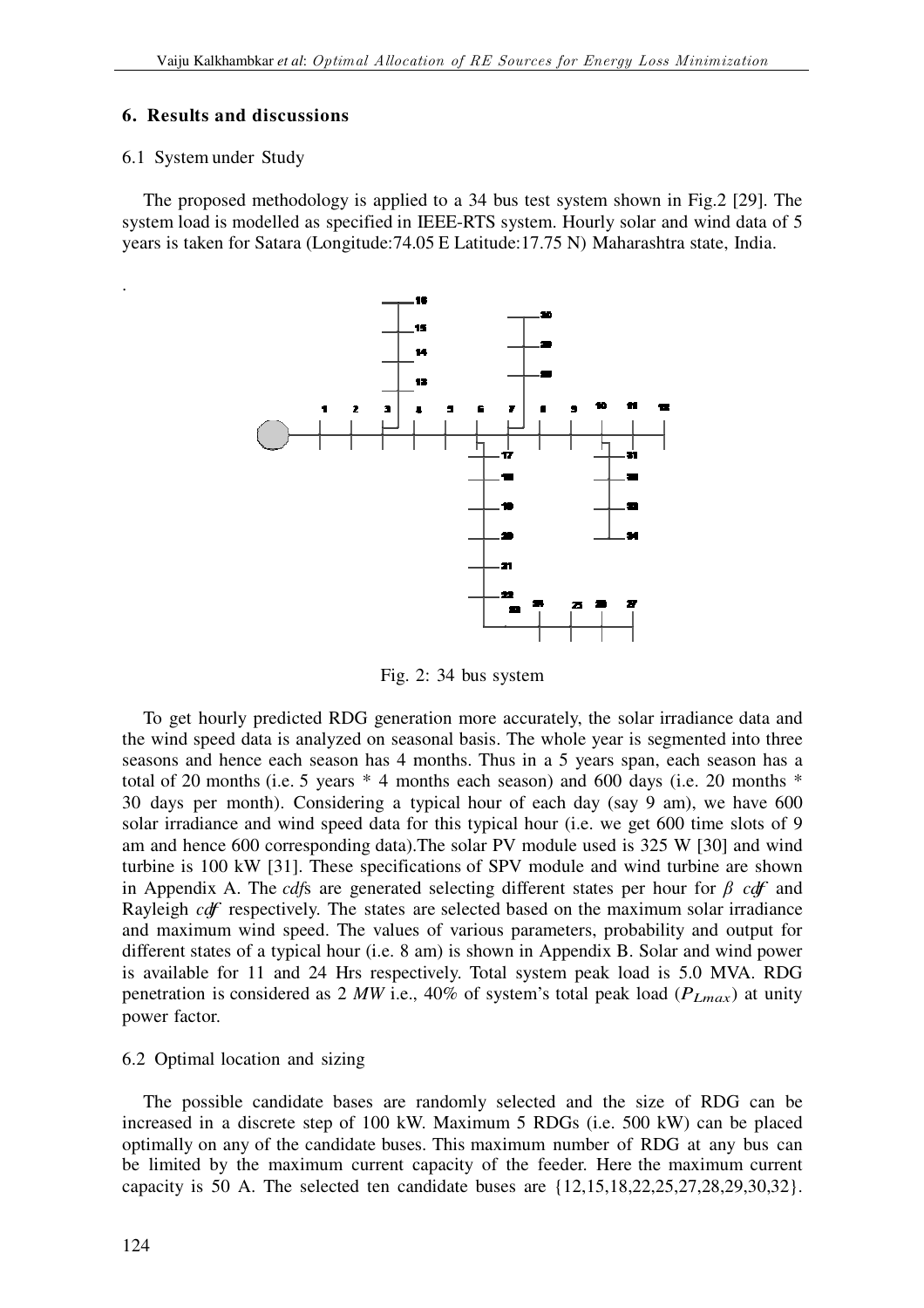## 6. Results and discussions

### 6.1 System under Study

The proposed methodology is applied to a 34 bus test system shown in Fig.2 [29]. The system load is modelled as specified in IEEE-RTS system. Hourly solar and wind data of 5 years is taken for Satara (Longitude:74.05 E Latitude:17.75 N) Maharashtra state, India.

.

Fig. 2: 34 bus system

To get hourly predicted RDG generation more accurately, the solar irradiance data and the wind speed data is analyzed on seasonal basis. The whole year is segmented into three seasons and hence each season has 4 months. Thus in a 5 years span, each season has a total of 20 months (i.e. 5 years * 4 months each season) and 600 days (i.e. 20 months * 30 days per month). Considering a typical hour of each day (say 9 am), we have 600 solar irradiance and wind speed data for this typical hour (i.e. we get 600 time slots of 9 am and hence 600 corresponding data).The solar PV module used is 325 W [30] and wind turbine is 100 kW [31]. These specifications of SPV module and wind turbine are shown in Appendix A. The *cdf*s are generated selecting different states per hour for $\beta$ *cdf* and Rayleigh *cdf* respectively. The states are selected based on the maximum solar irradiance and maximum wind speed. The values of various parameters, probability and output for different states of a typical hour (i.e. 8 am) is shown in Appendix B. Solar and wind power is available for 11 and 24 Hrs respectively. Total system peak load is 5.0 MVA. RDG penetration is considered as 2 *MW* i.e., 40% of system's total peak load ($P_{Lmax}$) at unity power factor.

### 6.2 Optimal location and sizing

The possible candidate bases are randomly selected and the size of RDG can be increased in a discrete step of 100 kW. Maximum 5 RDGs (i.e. 500 kW) can be placed optimally on any of the candidate buses. This maximum number of RDG at any bus can be limited by the maximum current capacity of the feeder. Here the maximum current capacity is 50 A. The selected ten candidate buses are {12,15,18,22,25,27,28,29,30,32}.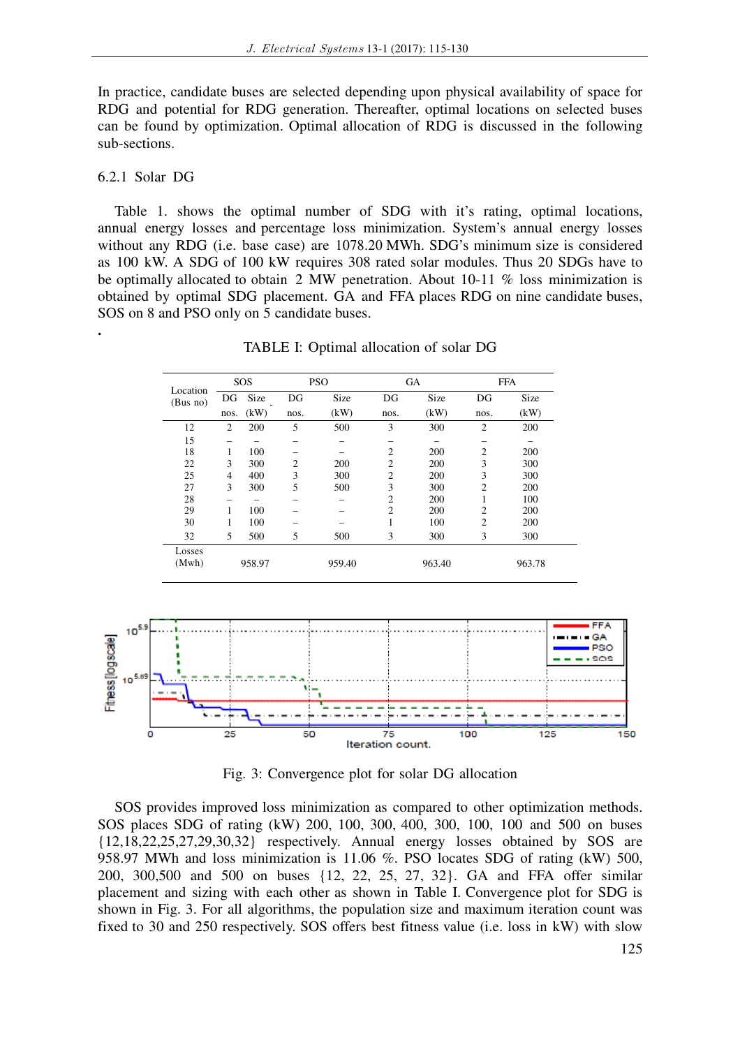In practice, candidate buses are selected depending upon physical availability of space for RDG and potential for RDG generation. Thereafter, optimal locations on selected buses can be found by optimization. Optimal allocation of RDG is discussed in the following sub-sections.

### 6.2.1 Solar DG

Table 1. shows the optimal number of SDG with it's rating, optimal locations, annual energy losses and percentage loss minimization. System's annual energy losses without any RDG (i.e. base case) are 1078.20 MWh. SDG's minimum size is considered as 100 kW. A SDG of 100 kW requires 308 rated solar modules. Thus 20 SDGs have to be optimally allocated to obtain 2 MW penetration. About 10-11 % loss minimization is obtained by optimal SDG placement. GA and FFA places RDG on nine candidate buses, SOS on 8 and PSO only on 5 candidate buses.

.

TABLE I: Optimal allocation of solar DG

| Location (Bus no) | SOS | | PSO | | GA | | FFA | |
|---|---|---|---|---|---|---|---|---|
| | DG nos. | Size (kW) | DG nos. | Size (kW) | DG nos. | Size (kW) | DG nos. | Size (kW) |
| 12 | 2 | 200 | 5 | 500 | 3 | 300 | 2 | 200 |
| 15 | – | – | – | – | – | – | – | – |
| 18 | 1 | 100 | – | – | 2 | 200 | 2 | 200 |
| 22 | 3 | 300 | 2 | 200 | 2 | 200 | 3 | 300 |
| 25 | 4 | 400 | 3 | 300 | 2 | 200 | 3 | 300 |
| 27 | 3 | 300 | 5 | 500 | 3 | 300 | 2 | 200 |
| 28 | – | – | – | – | 2 | 200 | 1 | 100 |
| 29 | 1 | 100 | – | – | 2 | 200 | 2 | 200 |
| 30 | 1 | 100 | – | – | 1 | 100 | 2 | 200 |
| 32 | 5 | 500 | 5 | 500 | 3 | 300 | 3 | 300 |
| Losses (Mwh) | 958.97 | | 959.40 | | 963.40 | | 963.78 | |

Fig. 3: Convergence plot for solar DG allocation

SOS provides improved loss minimization as compared to other optimization methods. SOS places SDG of rating (kW) 200, 100, 300, 400, 300, 100, 100 and 500 on buses {12,18,22,25,27,29,30,32} respectively. Annual energy losses obtained by SOS are 958.97 MWh and loss minimization is 11.06 %. PSO locates SDG of rating (kW) 500, 200, 300,500 and 500 on buses {12, 22, 25, 27, 32}. GA and FFA offer similar placement and sizing with each other as shown in Table I. Convergence plot for SDG is shown in Fig. 3. For all algorithms, the population size and maximum iteration count was fixed to 30 and 250 respectively. SOS offers best fitness value (i.e. loss in kW) with slow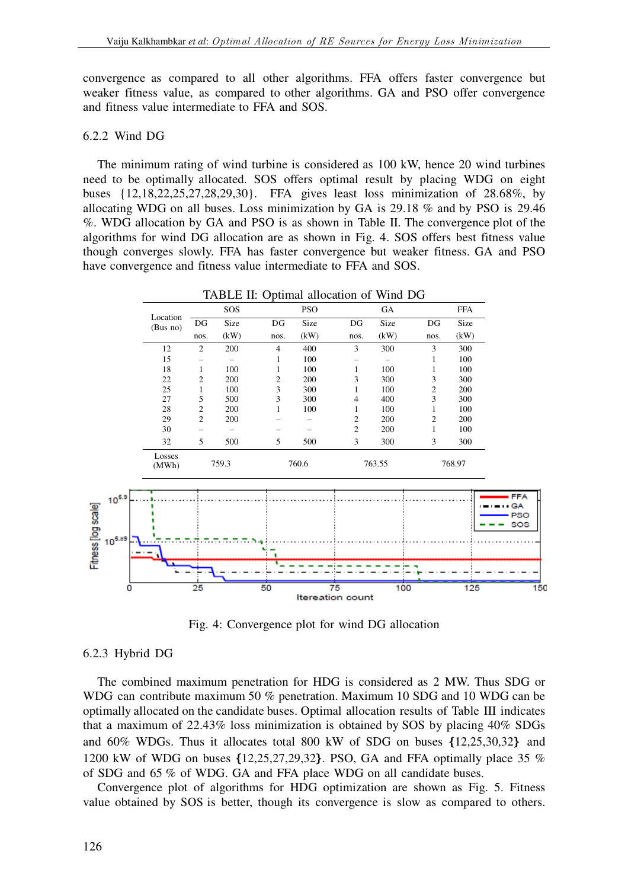convergence as compared to all other algorithms. FFA offers faster convergence but weaker fitness value, as compared to other algorithms. GA and PSO offer convergence and fitness value intermediate to FFA and SOS.

### 6.2.2 Wind DG

The minimum rating of wind turbine is considered as 100 kW, hence 20 wind turbines need to be optimally allocated. SOS offers optimal result by placing WDG on eight buses {12,18,22,25,27,28,29,30}. FFA gives least loss minimization of 28.68%, by allocating WDG on all buses. Loss minimization by GA is 29.18 % and by PSO is 29.46 %. WDG allocation by GA and PSO is as shown in Table II. The convergence plot of the algorithms for wind DG allocation are as shown in Fig. 4. SOS offers best fitness value though its converges slowly. FFA has faster convergence but weaker fitness. GA and PSO have convergence and fitness value intermediate to FFA and SOS.

TABLE II: Optimal allocation of Wind DG

| Location (Bus no) | SOS | | PSO | | GA | | FFA | |
|---|---|---|---|---|---|---|---|---|
| | DG nos. | Size (kW) | DG nos. | Size (kW) | DG nos. | Size (kW) | DG nos. | Size (kW) |
| 12 | 2 | 200 | 4 | 400 | 3 | 300 | 3 | 300 |
| 15 | – | – | 1 | 100 | – | – | 1 | 100 |
| 18 | 1 | 100 | 1 | 100 | 1 | 100 | 1 | 100 |
| 22 | 2 | 200 | 2 | 200 | 3 | 300 | 3 | 300 |
| 25 | 1 | 100 | 3 | 300 | 1 | 100 | 2 | 200 |
| 27 | 5 | 500 | 3 | 300 | 4 | 400 | 3 | 300 |
| 28 | 2 | 200 | 1 | 100 | 1 | 100 | 1 | 100 |
| 29 | 2 | 200 | – | – | 2 | 200 | 2 | 200 |
| 30 | – | – | – | – | 2 | 200 | 1 | 100 |
| 32 | 5 | 500 | 5 | 500 | 3 | 300 | 3 | 300 |
| Losses (MWh) | 759.3 | | 760.6 | | 763.55 | | 768.97 | |

Fig. 4: Convergence plot for wind DG allocation

### 6.2.3 Hybrid DG

The combined maximum penetration for HDG is considered as 2 MW. Thus SDG or WDG can contribute maximum 50 % penetration. Maximum 10 SDG and 10 WDG can be optimally allocated on the candidate buses. Optimal allocation results of Table III indicates that a maximum of 22.43% loss minimization is obtained by SOS by placing 40% SDGs and 60% WDGs. Thus it allocates total 800 kW of SDG on buses {12,25,30,32} and 1200 kW of WDG on buses {12,25,27,29,32}. PSO, GA and FFA optimally place 35 % of SDG and 65 % of WDG. GA and FFA place WDG on all candidate buses.

Convergence plot of algorithms for HDG optimization are shown as Fig. 5. Fitness value obtained by SOS is better, though its convergence is slow as compared to others.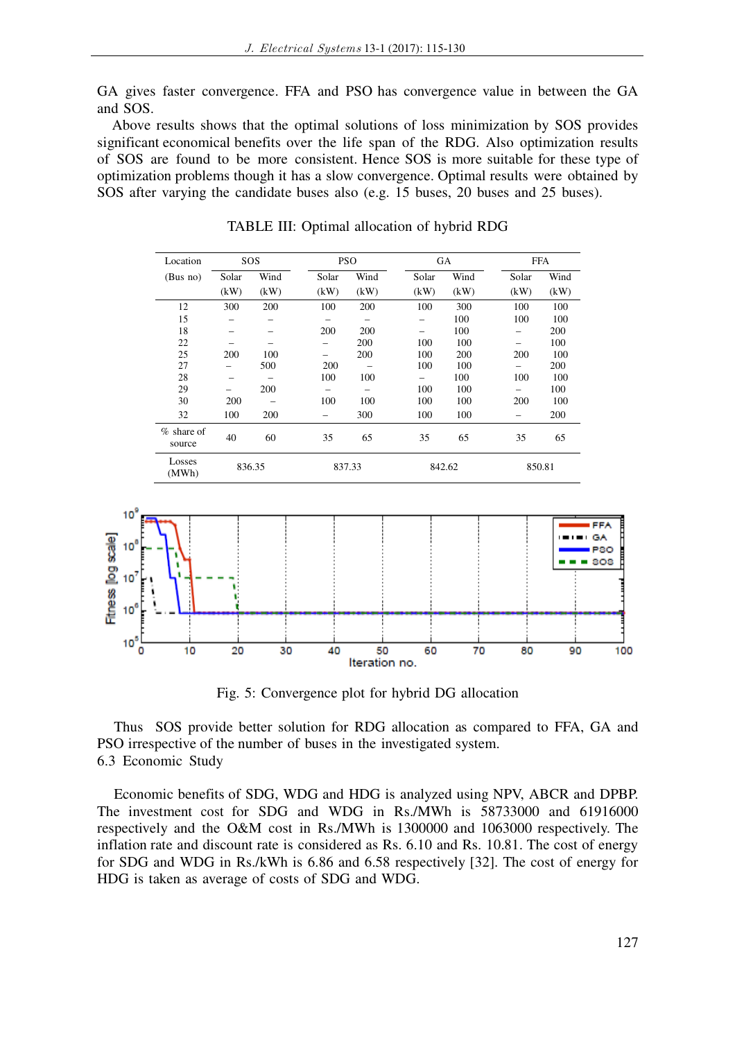GA gives faster convergence. FFA and PSO has convergence value in between the GA and SOS.

Above results shows that the optimal solutions of loss minimization by SOS provides significant economical benefits over the life span of the RDG. Also optimization results of SOS are found to be more consistent. Hence SOS is more suitable for these type of optimization problems though it has a slow convergence. Optimal results were obtained by SOS after varying the candidate buses also (e.g. 15 buses, 20 buses and 25 buses).

TABLE III: Optimal allocation of hybrid RDG

| Location (Bus no) | SOS | | PSO | | GA | | FFA | |
|---|---|---|---|---|---|---|---|---|
| | Solar (kW) | Wind (kW) | Solar (kW) | Wind (kW) | Solar (kW) | Wind (kW) | Solar (kW) | Wind (kW) |
| 12 | 300 | 200 | 100 | 200 | 100 | 300 | 100 | 100 |
| 15 | – | – | – | – | – | 100 | 100 | 100 |
| 18 | – | – | 200 | 200 | – | 100 | – | 200 |
| 22 | – | – | – | 200 | 100 | 100 | – | 100 |
| 25 | 200 | 100 | – | 200 | 100 | 200 | 200 | 100 |
| 27 | – | 500 | 200 | – | 100 | 100 | – | 200 |
| 28 | – | – | 100 | 100 | – | 100 | 100 | 100 |
| 29 | – | 200 | – | – | 100 | 100 | – | 100 |
| 30 | 200 | – | 100 | 100 | 100 | 100 | 200 | 100 |
| 32 | 100 | 200 | – | 300 | 100 | 100 | – | 200 |
| % share of source | 40 | 60 | 35 | 65 | 35 | 65 | 35 | 65 |
| Losses (MWh) | 836.35 | | 837.33 | | 842.62 | | 850.81 | |

Fig. 5: Convergence plot for hybrid DG allocation

Thus SOS provide better solution for RDG allocation as compared to FFA, GA and PSO irrespective of the number of buses in the investigated system.

### 6.3 Economic Study

Economic benefits of SDG, WDG and HDG is analyzed using NPV, ABCR and DPBP. The investment cost for SDG and WDG in Rs./MWh is 58733000 and 61916000 respectively and the O&M cost in Rs./MWh is 1300000 and 1063000 respectively. The inflation rate and discount rate is considered as Rs. 6.10 and Rs. 10.81. The cost of energy for SDG and WDG in Rs./kWh is 6.86 and 6.58 respectively [32]. The cost of energy for HDG is taken as average of costs of SDG and WDG.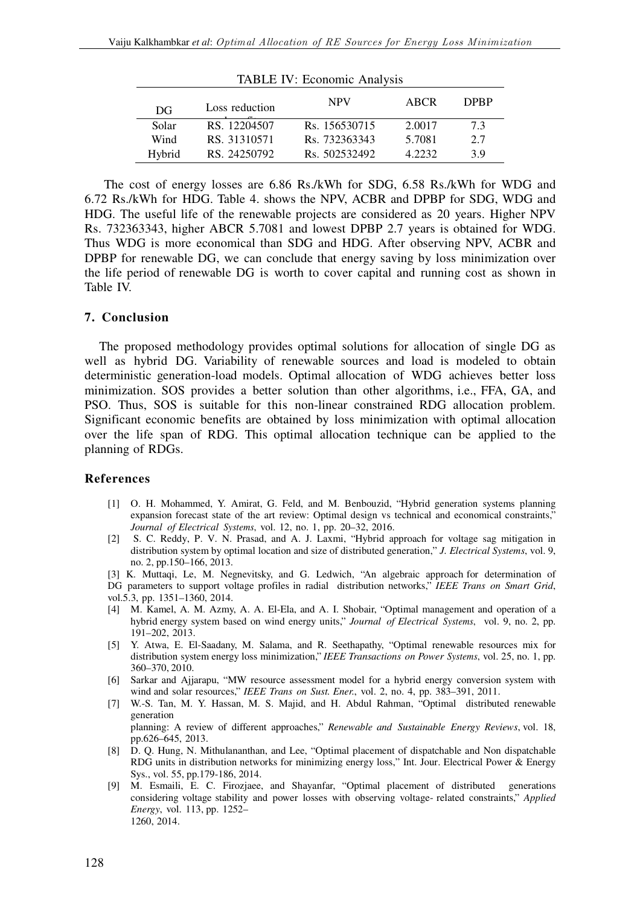TABLE IV: Economic Analysis

| DG | Loss reduction | NPV | ABCR | DPBP |
|---|---|---|---|---|
| Solar | RS. 12204507 | Rs. 156530715 | 2.0017 | 7.3 |
| Wind | RS. 31310571 | Rs. 732363343 | 5.7081 | 2.7 |
| Hybrid | RS. 24250792 | Rs. 502532492 | 4.2232 | 3.9 |

The cost of energy losses are 6.86 Rs./kWh for SDG, 6.58 Rs./kWh for WDG and 6.72 Rs./kWh for HDG. Table 4. shows the NPV, ACBR and DPBP for SDG, WDG and HDG. The useful life of the renewable projects are considered as 20 years. Higher NPV Rs. 732363343, higher ABCR 5.7081 and lowest DPBP 2.7 years is obtained for WDG. Thus WDG is more economical than SDG and HDG. After observing NPV, ACBR and DPBP for renewable DG, we can conclude that energy saving by loss minimization over the life period of renewable DG is worth to cover capital and running cost as shown in Table IV.

## 7. Conclusion

The proposed methodology provides optimal solutions for allocation of single DG as well as hybrid DG. Variability of renewable sources and load is modeled to obtain deterministic generation-load models. Optimal allocation of WDG achieves better loss minimization. SOS provides a better solution than other algorithms, i.e., FFA, GA, and PSO. Thus, SOS is suitable for this non-linear constrained RDG allocation problem. Significant economic benefits are obtained by loss minimization with optimal allocation over the life span of RDG. This optimal allocation technique can be applied to the planning of RDGs.

## References

[1] O. H. Mohammed, Y. Amirat, G. Feld, and M. Benbouzid, "Hybrid generation systems planning expansion forecast state of the art review: Optimal design vs technical and economical constraints," *Journal of Electrical Systems*, vol. 12, no. 1, pp. 20–32, 2016.

[2] S. C. Reddy, P. V. N. Prasad, and A. J. Laxmi, "Hybrid approach for voltage sag mitigation in distribution system by optimal location and size of distributed generation," *J. Electrical Systems*, vol. 9, no. 2, pp.150–166, 2013.

[3] K. Muttaqi, Le, M. Negnevitsky, and G. Ledwich, "An algebraic approach for determination of DG parameters to support voltage profiles in radial distribution networks," *IEEE Trans on Smart Grid*, vol.5.3, pp. 1351–1360, 2014.

[4] M. Kamel, A. M. Azmy, A. A. El-Ela, and A. I. Shobair, "Optimal management and operation of a hybrid energy system based on wind energy units," *Journal of Electrical Systems*, vol. 9, no. 2, pp. 191–202, 2013.

[5] Y. Atwa, E. El-Saadany, M. Salama, and R. Seethapathy, "Optimal renewable resources mix for distribution system energy loss minimization," *IEEE Transactions on Power Systems*, vol. 25, no. 1, pp. 360–370, 2010.

[6] Sarkar and Ajjarapu, "MW resource assessment model for a hybrid energy conversion system with wind and solar resources," *IEEE Trans on Sust. Ener.*, vol. 2, no. 4, pp. 383–391, 2011.

[7] W.-S. Tan, M. Y. Hassan, M. S. Majid, and H. Abdul Rahman, "Optimal distributed renewable generation planning: A review of different approaches," *Renewable and Sustainable Energy Reviews*, vol. 18, pp.626–645, 2013.

[8] D. Q. Hung, N. Mithulananthan, and Lee, "Optimal placement of dispatchable and Non dispatchable RDG units in distribution networks for minimizing energy loss," Int. Jour. Electrical Power & Energy Sys., vol. 55, pp.179-186, 2014.

[9] M. Esmaili, E. C. Firozjaee, and Shayanfar, "Optimal placement of distributed generations considering voltage stability and power losses with observing voltage- related constraints," *Applied Energy*, vol. 113, pp. 1252–1260, 2014.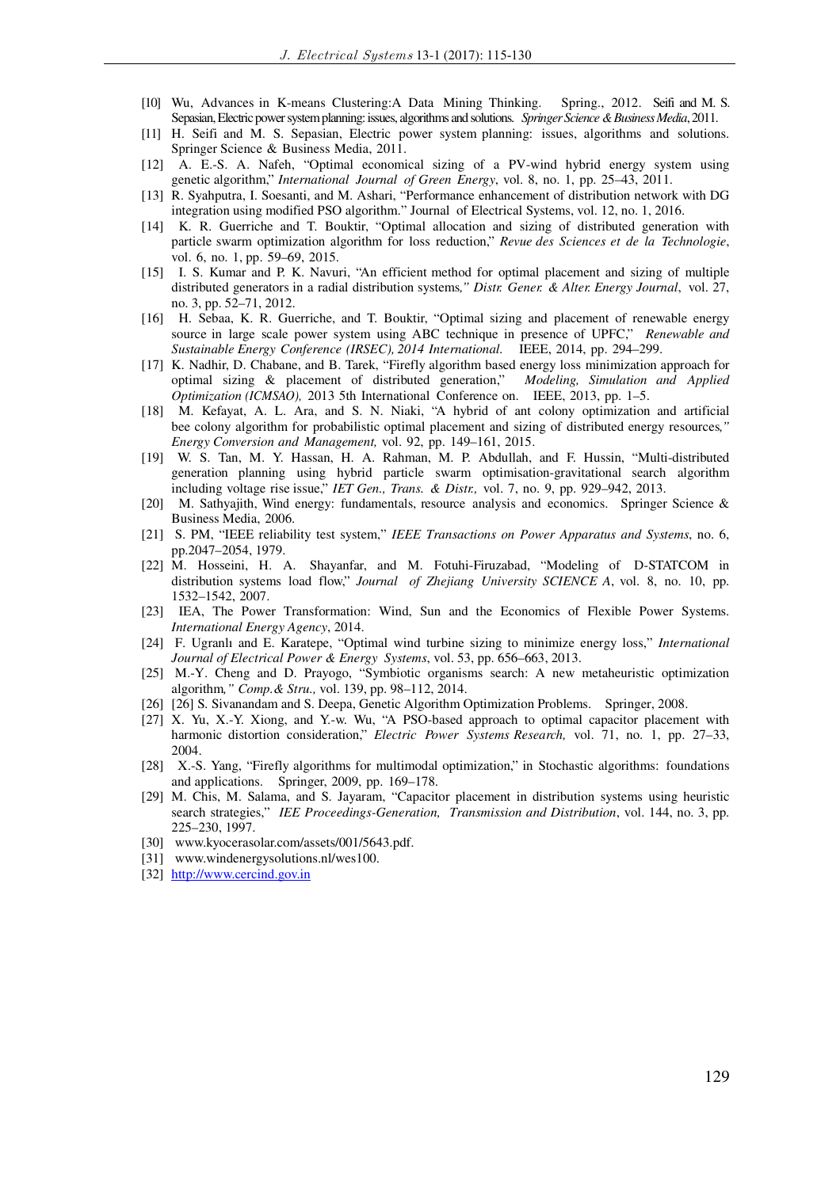- [10] Wu, Advances in K-means Clustering:A Data Mining Thinking. Spring., 2012. Seifi and M. S. Sepasian, Electric power system planning: issues, algorithms and solutions. *Springer Science & Business Media*, 2011.
- [11] H. Seifi and M. S. Sepasian, Electric power system planning: issues, algorithms and solutions. Springer Science & Business Media, 2011.
- [12] A. E.-S. A. Nafeh, "Optimal economical sizing of a PV-wind hybrid energy system using genetic algorithm," *International Journal of Green Energy*, vol. 8, no. 1, pp. 25–43, 2011.
- [13] R. Syahputra, I. Soesanti, and M. Ashari, "Performance enhancement of distribution network with DG integration using modified PSO algorithm." Journal of Electrical Systems, vol. 12, no. 1, 2016.
- [14] K. R. Guerriche and T. Bouktir, "Optimal allocation and sizing of distributed generation with particle swarm optimization algorithm for loss reduction," *Revue des Sciences et de la Technologie*, vol. 6, no. 1, pp. 59–69, 2015.
- [15] I. S. Kumar and P. K. Navuri, "An efficient method for optimal placement and sizing of multiple distributed generators in a radial distribution systems*," Distr. Gener. & Alter. Energy Journal*, vol. 27, no. 3, pp. 52–71, 2012.
- [16] H. Sebaa, K. R. Guerriche, and T. Bouktir, "Optimal sizing and placement of renewable energy source in large scale power system using ABC technique in presence of UPFC," *Renewable and Sustainable Energy Conference (IRSEC), 2014 International.* IEEE, 2014, pp. 294–299.
- [17] K. Nadhir, D. Chabane, and B. Tarek, "Firefly algorithm based energy loss minimization approach for optimal sizing & placement of distributed generation," *Modeling, Simulation and Applied Optimization (ICMSAO),* 2013 5th International Conference on. IEEE, 2013, pp. 1–5.
- [18] M. Kefayat, A. L. Ara, and S. N. Niaki, "A hybrid of ant colony optimization and artificial bee colony algorithm for probabilistic optimal placement and sizing of distributed energy resources*," Energy Conversion and Management,* vol. 92, pp. 149–161, 2015.
- [19] W. S. Tan, M. Y. Hassan, H. A. Rahman, M. P. Abdullah, and F. Hussin, "Multi-distributed generation planning using hybrid particle swarm optimisation-gravitational search algorithm including voltage rise issue," *IET Gen., Trans. & Distr.,* vol. 7, no. 9, pp. 929–942, 2013.
- [20] M. Sathyajith, Wind energy: fundamentals, resource analysis and economics. Springer Science & Business Media, 2006.
- [21] S. PM, "IEEE reliability test system," *IEEE Transactions on Power Apparatus and Systems*, no. 6, pp.2047–2054, 1979.
- [22] M. Hosseini, H. A. Shayanfar, and M. Fotuhi-Firuzabad, "Modeling of D-STATCOM in distribution systems load flow," *Journal of Zhejiang University SCIENCE A*, vol. 8, no. 10, pp. 1532–1542, 2007.
- [23] IEA, The Power Transformation: Wind, Sun and the Economics of Flexible Power Systems. *International Energy Agency*, 2014.
- [24] F. Ugranlı and E. Karatepe, "Optimal wind turbine sizing to minimize energy loss," *International Journal of Electrical Power & Energy Systems*, vol. 53, pp. 656–663, 2013.
- [25] M.-Y. Cheng and D. Prayogo, "Symbiotic organisms search: A new metaheuristic optimization algorithm*," Comp.& Stru.,* vol. 139, pp. 98–112, 2014.
- [26] [26] S. Sivanandam and S. Deepa, Genetic Algorithm Optimization Problems. Springer, 2008.
- [27] X. Yu, X.-Y. Xiong, and Y.-w. Wu, "A PSO-based approach to optimal capacitor placement with harmonic distortion consideration," *Electric Power Systems Research,* vol. 71, no. 1, pp. 27–33, 2004.
- [28] X.-S. Yang, "Firefly algorithms for multimodal optimization," in Stochastic algorithms: foundations and applications. Springer, 2009, pp. 169–178.
- [29] M. Chis, M. Salama, and S. Jayaram, "Capacitor placement in distribution systems using heuristic search strategies," *IEE Proceedings-Generation, Transmission and Distribution*, vol. 144, no. 3, pp. 225–230, 1997.
- [30] www.kyocerasolar.com/assets/001/5643.pdf.
- [31] www.windenergysolutions.nl/wes100.
- [32] http://www.cercind.gov.in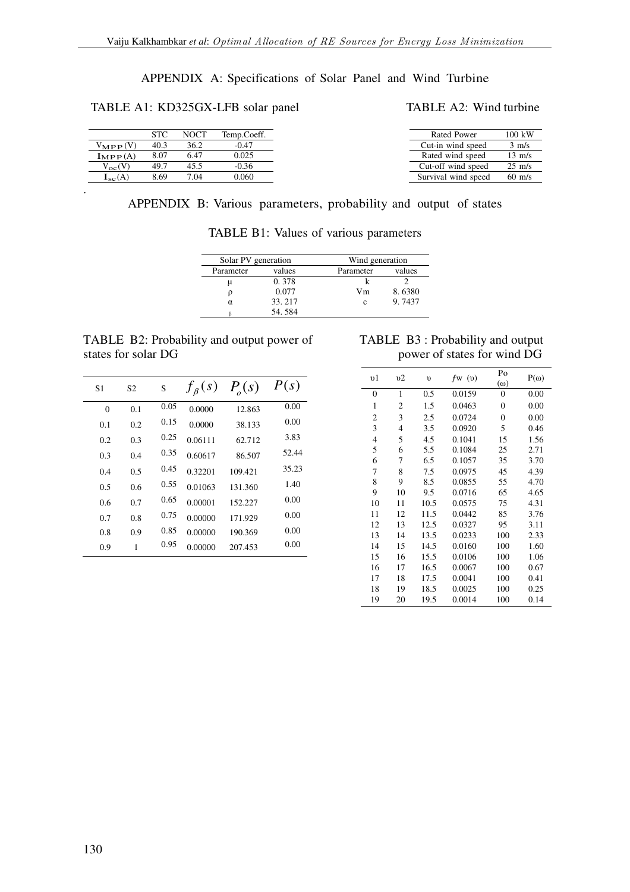## APPENDIX A: Specifications of Solar Panel and Wind Turbine

TABLE A1: KD325GX-LFB solar panel

| | STC | NOCT | Temp.Coeff. |
|---|---|---|---|
| $V_{MPP}$(V) | 40.3 | 36.2 | -0.47 |
| $I_{MPP}$(A) | 8.07 | 6.47 | 0.025 |
| $V_{oc}$(V) | 49.7 | 45.5 | -0.36 |
| $I_{sc}$(A) | 8.69 | 7.04 | 0.060 |

TABLE A2: Wind turbine

| | |
|---|---|
| Rated Power | 100 kW |
| Cut-in wind speed | 3 m/s |
| Rated wind speed | 13 m/s |
| Cut-off wind speed | 25 m/s |
| Survival wind speed | 60 m/s |

## APPENDIX B: Various parameters, probability and output of states

TABLE B1: Values of various parameters

| Solar PV generation | | Wind generation | |
|---|---|---|---|
| Parameter | values | Parameter | values |
| μ | 0. 378 | k | 2 |
| ρ | 0.077 | Vm | 8. 6380 |
| α | 33. 217 | c | 9. 7437 |
| β | 54. 584 | | |

TABLE B2: Probability and output power of states for solar DG

| S1 | S2 | s | $f_{\beta}(s)$ | $P_{o}(s)$ | $P(s)$ |
|---|---|---|---|---|---|
| 0 | 0.1 | 0.05 | 0.0000 | 12.863 | 0.00 |
| 0.1 | 0.2 | 0.15 | 0.0000 | 38.133 | 0.00 |
| 0.2 | 0.3 | 0.25 | 0.06111 | 62.712 | 3.83 |
| 0.3 | 0.4 | 0.35 | 0.60617 | 86.507 | 52.44 |
| 0.4 | 0.5 | 0.45 | 0.32201 | 109.421 | 35.23 |
| 0.5 | 0.6 | 0.55 | 0.01063 | 131.360 | 1.40 |
| 0.6 | 0.7 | 0.65 | 0.00001 | 152.227 | 0.00 |
| 0.7 | 0.8 | 0.75 | 0.00000 | 171.929 | 0.00 |
| 0.8 | 0.9 | 0.85 | 0.00000 | 190.369 | 0.00 |
| 0.9 | 1 | 0.95 | 0.00000 | 207.453 | 0.00 |

TABLE B3 : Probability and output power of states for wind DG

| υ1 | υ2 | υ | $f$w (υ) | Po (ω) | P(ω) |
|---|---|---|---|---|---|
| 0 | 1 | 0.5 | 0.0159 | 0 | 0.00 |
| 1 | 2 | 1.5 | 0.0463 | 0 | 0.00 |
| 2 | 3 | 2.5 | 0.0724 | 0 | 0.00 |
| 3 | 4 | 3.5 | 0.0920 | 5 | 0.46 |
| 4 | 5 | 4.5 | 0.1041 | 15 | 1.56 |
| 5 | 6 | 5.5 | 0.1084 | 25 | 2.71 |
| 6 | 7 | 6.5 | 0.1057 | 35 | 3.70 |
| 7 | 8 | 7.5 | 0.0975 | 45 | 4.39 |
| 8 | 9 | 8.5 | 0.0855 | 55 | 4.70 |
| 9 | 10 | 9.5 | 0.0716 | 65 | 4.65 |
| 10 | 11 | 10.5 | 0.0575 | 75 | 4.31 |
| 11 | 12 | 11.5 | 0.0442 | 85 | 3.76 |
| 12 | 13 | 12.5 | 0.0327 | 95 | 3.11 |
| 13 | 14 | 13.5 | 0.0233 | 100 | 2.33 |
| 14 | 15 | 14.5 | 0.0160 | 100 | 1.60 |
| 15 | 16 | 15.5 | 0.0106 | 100 | 1.06 |
| 16 | 17 | 16.5 | 0.0067 | 100 | 0.67 |
| 17 | 18 | 17.5 | 0.0041 | 100 | 0.41 |
| 18 | 19 | 18.5 | 0.0025 | 100 | 0.25 |
| 19 | 20 | 19.5 | 0.0014 | 100 | 0.14 |